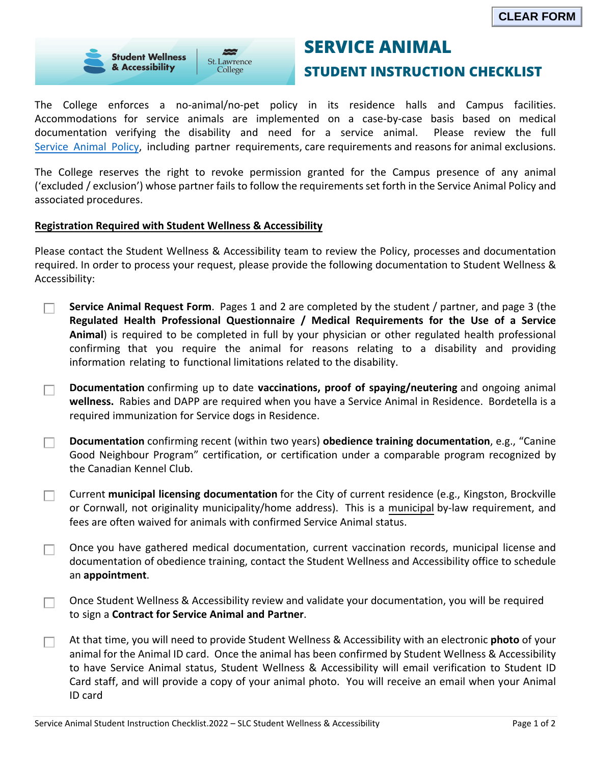# SERVICE ANIMAL

## STUDENT INSTRUCTION CHECKLIST

The College enforces a no-animal/no-pet policy in its residence halls and Campus facilities. Accommodations for service animals are implemented on a case-by-case basis based on medical documentation verifying the disability and need for a service animal. Please review the full Service Animal Policy, including partner requirements, care requirements and reasons for animal exclusions.

The College reserves the right to revoke permission granted for the Campus presence of any animal ('excluded / exclusion') whose partner fails to follow the requirements set forth in the Service Animal Policy and associated procedures.

**Registration Required with Student Wellness & Accessibility**

Please contact the Student Wellness & Accessibility team to review the Policy, processes and documentation required. In order to process your request, please provide the following documentation to Student Wellness & Accessibility:

- ☐ **Service Animal Request Form**. Pages 1 and 2 are completed by the student / partner, and page 3 (the **Regulated Health Professional Questionnaire / Medical Requirements for the Use of a Service Animal**) is required to be completed in full by your physician or other regulated health professional confirming that you require the animal for reasons relating to a disability and providing information relating to functional limitations related to the disability.

- ☐ **Documentation** confirming up to date **vaccinations, proof of spaying/neutering** and ongoing animal **wellness.** Rabies and DAPP are required when you have a Service Animal in Residence. Bordetella is a required immunization for Service dogs in Residence.

- ☐ **Documentation** confirming recent (within two years) **obedience training documentation**, e.g., "Canine Good Neighbour Program" certification, or certification under a comparable program recognized by the Canadian Kennel Club.

- ☐ Current **municipal licensing documentation** for the City of current residence (e.g., Kingston, Brockville or Cornwall, not originality municipality/home address). This is a municipal by-law requirement, and fees are often waived for animals with confirmed Service Animal status.

- ☐ Once you have gathered medical documentation, current vaccination records, municipal license and documentation of obedience training, contact the Student Wellness and Accessibility office to schedule an **appointment**.

- ☐ Once Student Wellness & Accessibility review and validate your documentation, you will be required to sign a **Contract for Service Animal and Partner**.

- ☐ At that time, you will need to provide Student Wellness & Accessibility with an electronic **photo** of your animal for the Animal ID card. Once the animal has been confirmed by Student Wellness & Accessibility to have Service Animal status, Student Wellness & Accessibility will email verification to Student ID Card staff, and will provide a copy of your animal photo. You will receive an email when your Animal ID card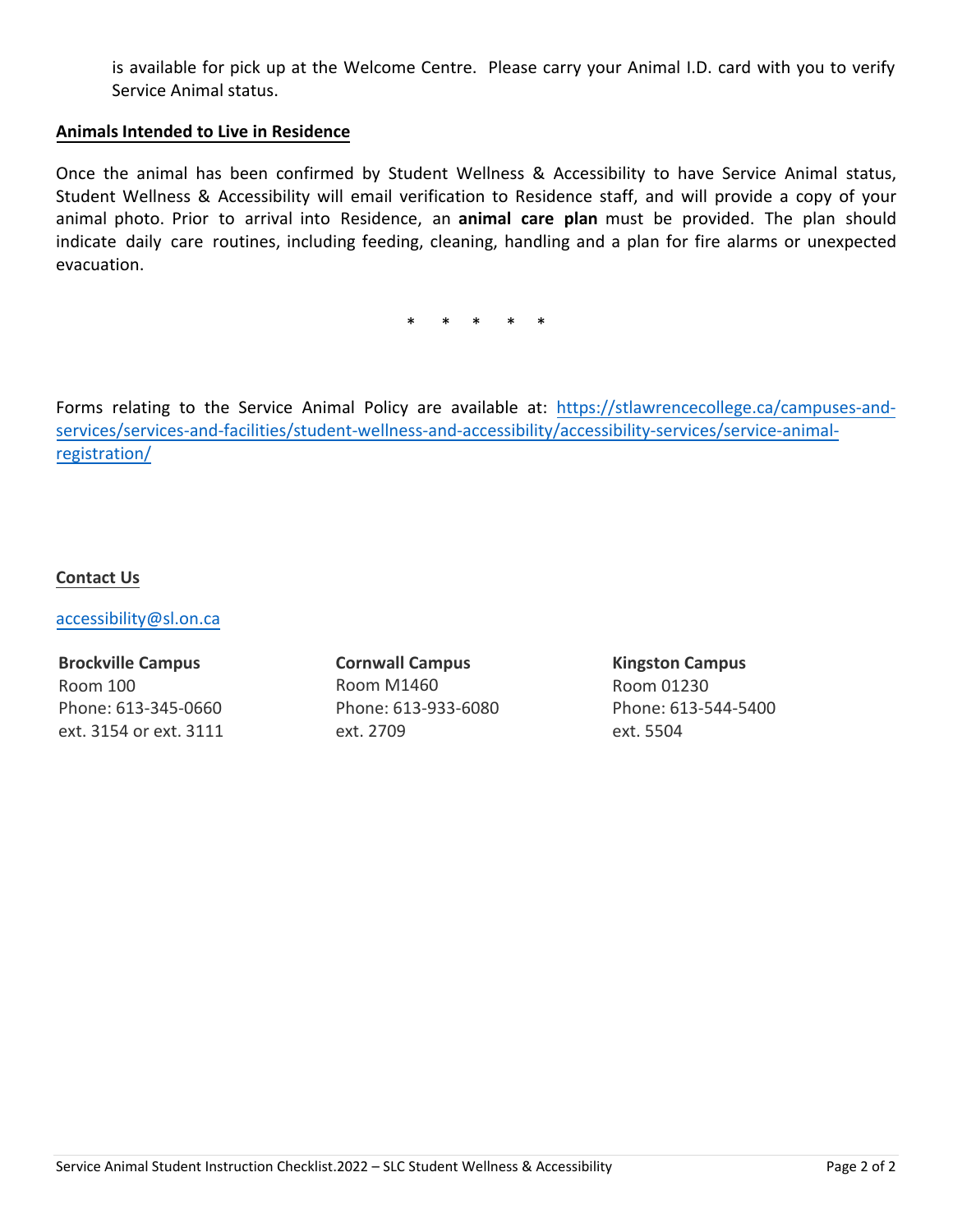is available for pick up at the Welcome Centre. Please carry your Animal I.D. card with you to verify Service Animal status.

**Animals Intended to Live in Residence**

Once the animal has been confirmed by Student Wellness & Accessibility to have Service Animal status, Student Wellness & Accessibility will email verification to Residence staff, and will provide a copy of your animal photo. Prior to arrival into Residence, an **animal care plan** must be provided. The plan should indicate daily care routines, including feeding, cleaning, handling and a plan for fire alarms or unexpected evacuation.

\* \* \* \* \*

Forms relating to the Service Animal Policy are available at: [https://stlawrencecollege.ca/campuses-and-services/services-and-facilities/student-wellness-and-accessibility/accessibility-services/service-animal-registration/](https://stlawrencecollege.ca/campuses-and-services/services-and-facilities/student-wellness-and-accessibility/accessibility-services/service-animal-registration/)

**Contact Us**

[accessibility@sl.on.ca](mailto:accessibility@sl.on.ca)

**Brockville Campus**
Room 100
Phone: 613-345-0660
ext. 3154 or ext. 3111

**Cornwall Campus**
Room M1460
Phone: 613-933-6080
ext. 2709

**Kingston Campus**
Room 01230
Phone: 613-544-5400
ext. 5504